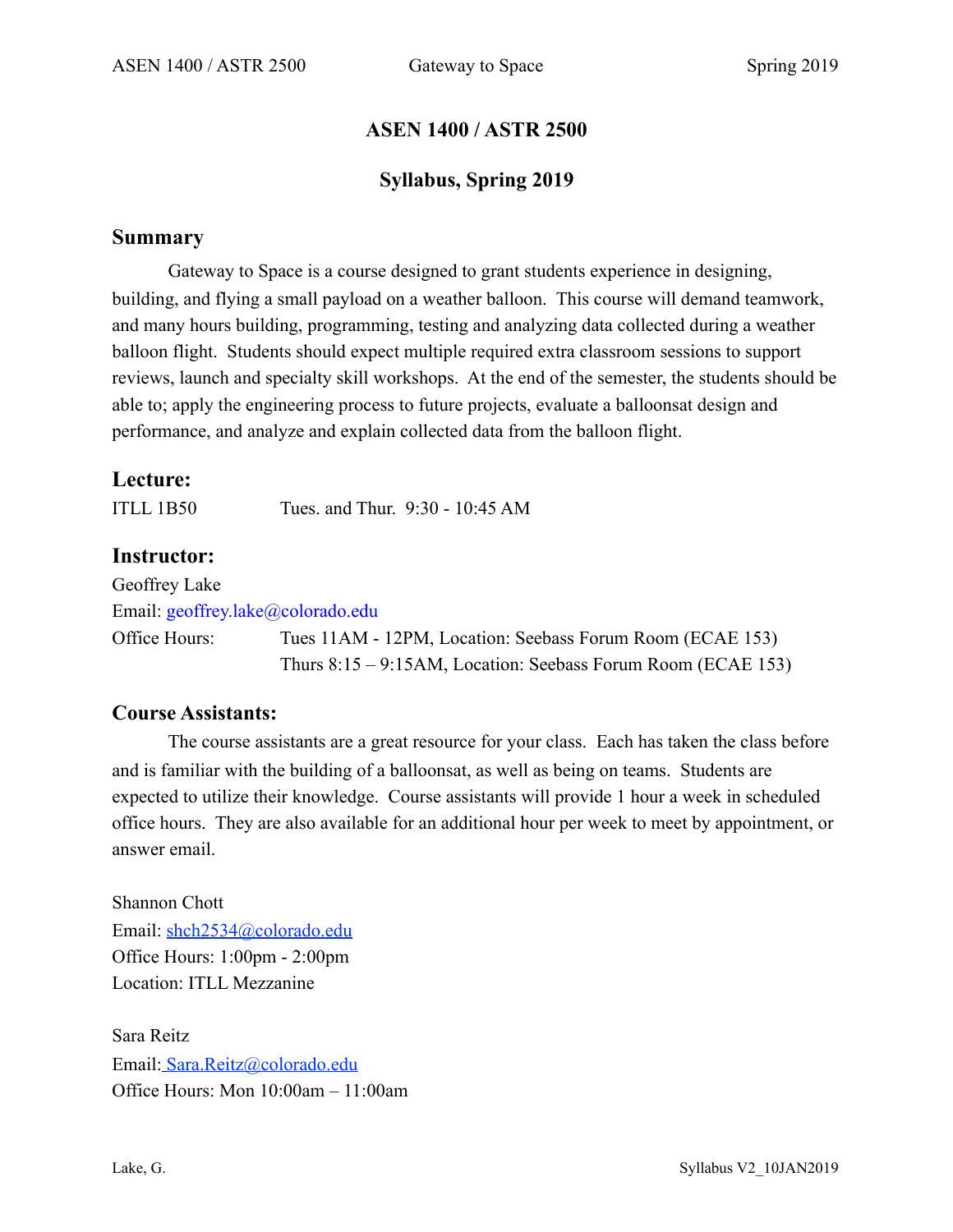# ASEN 1400 / ASTR 2500

## Syllabus, Spring 2019

## Summary

Gateway to Space is a course designed to grant students experience in designing, building, and flying a small payload on a weather balloon. This course will demand teamwork, and many hours building, programming, testing and analyzing data collected during a weather balloon flight. Students should expect multiple required extra classroom sessions to support reviews, launch and specialty skill workshops. At the end of the semester, the students should be able to; apply the engineering process to future projects, evaluate a balloonsat design and performance, and analyze and explain collected data from the balloon flight.

## Lecture:

ITLL 1B50    Tues. and Thur. 9:30 - 10:45 AM

## Instructor:

Geoffrey Lake
Email: geoffrey.lake@colorado.edu
Office Hours:    Tues 11AM - 12PM, Location: Seebass Forum Room (ECAE 153)
                 Thurs 8:15 – 9:15AM, Location: Seebass Forum Room (ECAE 153)

## Course Assistants:

The course assistants are a great resource for your class. Each has taken the class before and is familiar with the building of a balloonsat, as well as being on teams. Students are expected to utilize their knowledge. Course assistants will provide 1 hour a week in scheduled office hours. They are also available for an additional hour per week to meet by appointment, or answer email.

Shannon Chott
Email: shch2534@colorado.edu
Office Hours: 1:00pm - 2:00pm
Location: ITLL Mezzanine

Sara Reitz
Email: Sara.Reitz@colorado.edu
Office Hours: Mon 10:00am – 11:00am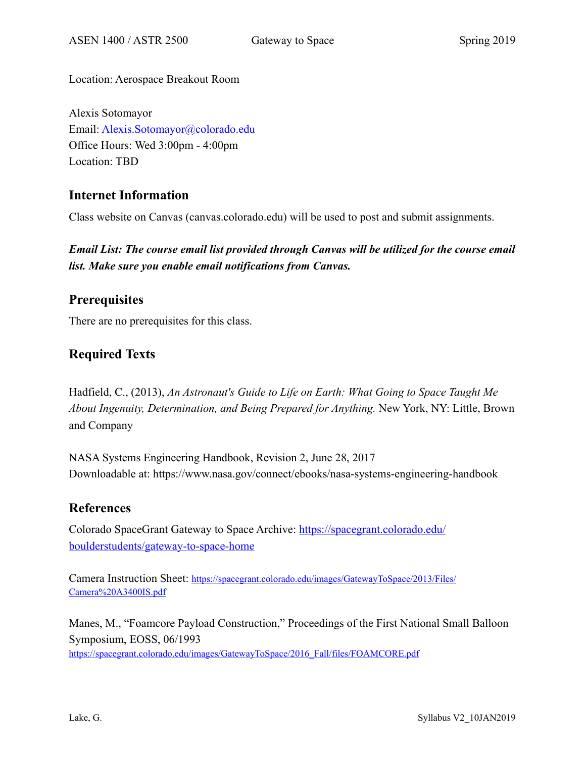Location: Aerospace Breakout Room

Alexis Sotomayor
Email: [Alexis.Sotomayor@colorado.edu](mailto:Alexis.Sotomayor@colorado.edu)
Office Hours: Wed 3:00pm - 4:00pm
Location: TBD

## Internet Information

Class website on Canvas (canvas.colorado.edu) will be used to post and submit assignments.

***Email List: The course email list provided through Canvas will be utilized for the course email list. Make sure you enable email notifications from Canvas.***

## Prerequisites

There are no prerequisites for this class.

## Required Texts

Hadfield, C., (2013), *An Astronaut's Guide to Life on Earth: What Going to Space Taught Me About Ingenuity, Determination, and Being Prepared for Anything.* New York, NY: Little, Brown and Company

NASA Systems Engineering Handbook, Revision 2, June 28, 2017
Downloadable at: https://www.nasa.gov/connect/ebooks/nasa-systems-engineering-handbook

## References

Colorado SpaceGrant Gateway to Space Archive: [https://spacegrant.colorado.edu/boulderstudents/gateway-to-space-home](https://spacegrant.colorado.edu/boulderstudents/gateway-to-space-home)

Camera Instruction Sheet: [https://spacegrant.colorado.edu/images/GatewayToSpace/2013/Files/Camera%20A3400IS.pdf](https://spacegrant.colorado.edu/images/GatewayToSpace/2013/Files/Camera%20A3400IS.pdf)

Manes, M., "Foamcore Payload Construction," Proceedings of the First National Small Balloon Symposium, EOSS, 06/1993
[https://spacegrant.colorado.edu/images/GatewayToSpace/2016_Fall/files/FOAMCORE.pdf](https://spacegrant.colorado.edu/images/GatewayToSpace/2016_Fall/files/FOAMCORE.pdf)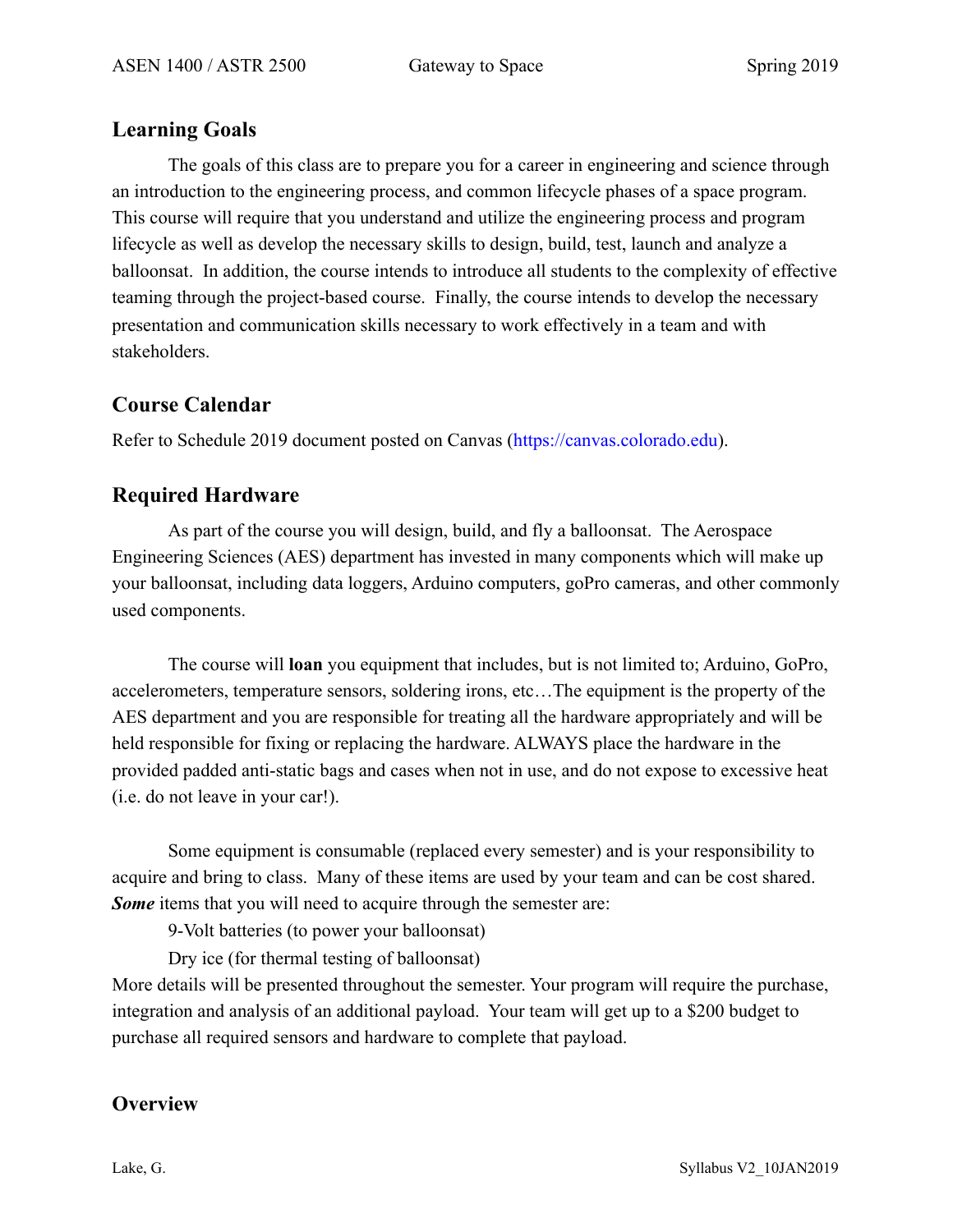## Learning Goals

The goals of this class are to prepare you for a career in engineering and science through an introduction to the engineering process, and common lifecycle phases of a space program. This course will require that you understand and utilize the engineering process and program lifecycle as well as develop the necessary skills to design, build, test, launch and analyze a balloonsat. In addition, the course intends to introduce all students to the complexity of effective teaming through the project-based course. Finally, the course intends to develop the necessary presentation and communication skills necessary to work effectively in a team and with stakeholders.

## Course Calendar

Refer to Schedule 2019 document posted on Canvas (https://canvas.colorado.edu).

## Required Hardware

As part of the course you will design, build, and fly a balloonsat. The Aerospace Engineering Sciences (AES) department has invested in many components which will make up your balloonsat, including data loggers, Arduino computers, goPro cameras, and other commonly used components.

The course will **loan** you equipment that includes, but is not limited to; Arduino, GoPro, accelerometers, temperature sensors, soldering irons, etc…The equipment is the property of the AES department and you are responsible for treating all the hardware appropriately and will be held responsible for fixing or replacing the hardware. ALWAYS place the hardware in the provided padded anti-static bags and cases when not in use, and do not expose to excessive heat (i.e. do not leave in your car!).

Some equipment is consumable (replaced every semester) and is your responsibility to acquire and bring to class. Many of these items are used by your team and can be cost shared. ***Some*** items that you will need to acquire through the semester are:

9-Volt batteries (to power your balloonsat)

Dry ice (for thermal testing of balloonsat)

More details will be presented throughout the semester. Your program will require the purchase, integration and analysis of an additional payload. Your team will get up to a $200 budget to purchase all required sensors and hardware to complete that payload.

## Overview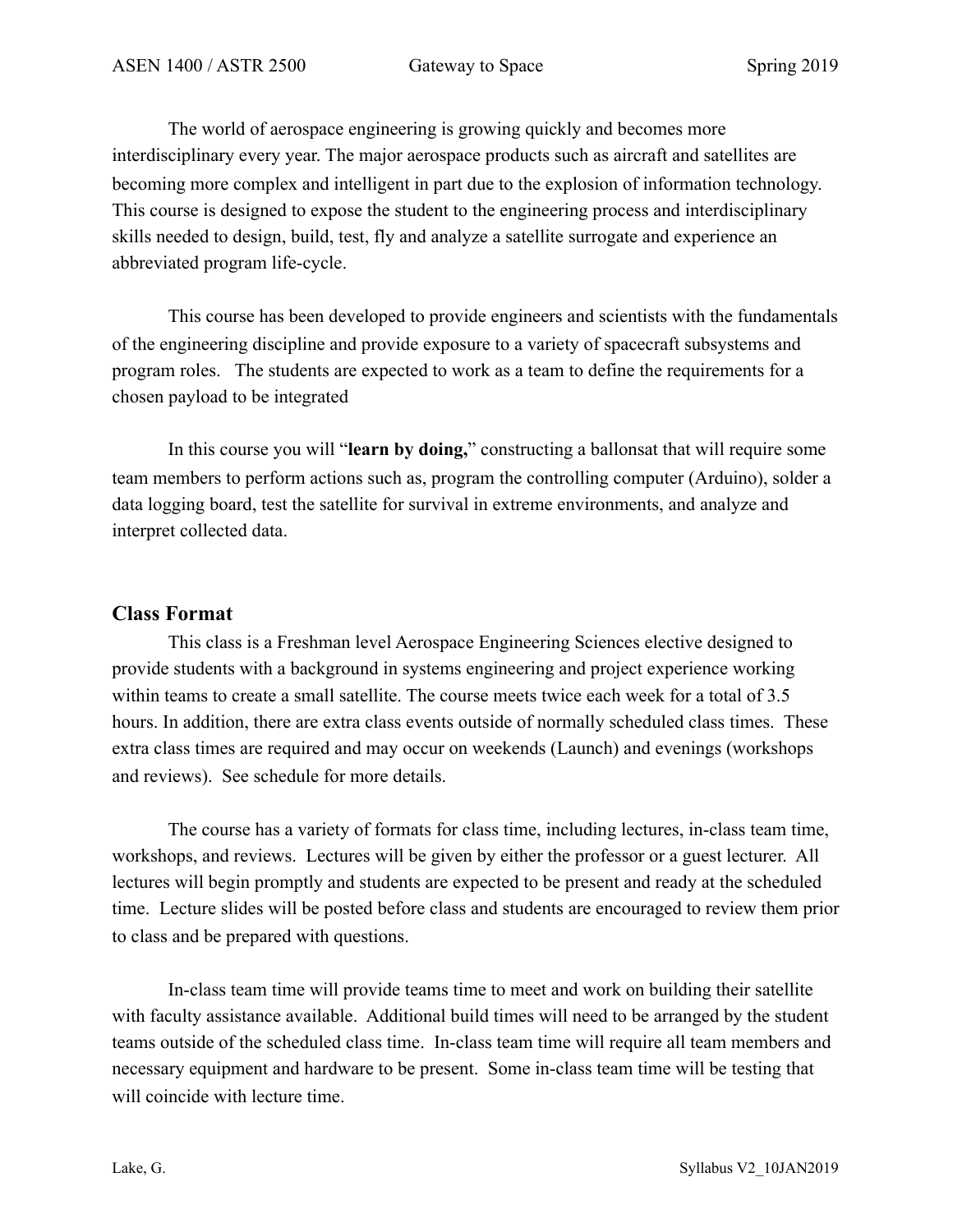The world of aerospace engineering is growing quickly and becomes more interdisciplinary every year. The major aerospace products such as aircraft and satellites are becoming more complex and intelligent in part due to the explosion of information technology. This course is designed to expose the student to the engineering process and interdisciplinary skills needed to design, build, test, fly and analyze a satellite surrogate and experience an abbreviated program life-cycle.

This course has been developed to provide engineers and scientists with the fundamentals of the engineering discipline and provide exposure to a variety of spacecraft subsystems and program roles. The students are expected to work as a team to define the requirements for a chosen payload to be integrated

In this course you will "**learn by doing,**" constructing a ballonsat that will require some team members to perform actions such as, program the controlling computer (Arduino), solder a data logging board, test the satellite for survival in extreme environments, and analyze and interpret collected data.

## Class Format

This class is a Freshman level Aerospace Engineering Sciences elective designed to provide students with a background in systems engineering and project experience working within teams to create a small satellite. The course meets twice each week for a total of 3.5 hours. In addition, there are extra class events outside of normally scheduled class times. These extra class times are required and may occur on weekends (Launch) and evenings (workshops and reviews). See schedule for more details.

The course has a variety of formats for class time, including lectures, in-class team time, workshops, and reviews. Lectures will be given by either the professor or a guest lecturer. All lectures will begin promptly and students are expected to be present and ready at the scheduled time. Lecture slides will be posted before class and students are encouraged to review them prior to class and be prepared with questions.

In-class team time will provide teams time to meet and work on building their satellite with faculty assistance available. Additional build times will need to be arranged by the student teams outside of the scheduled class time. In-class team time will require all team members and necessary equipment and hardware to be present. Some in-class team time will be testing that will coincide with lecture time.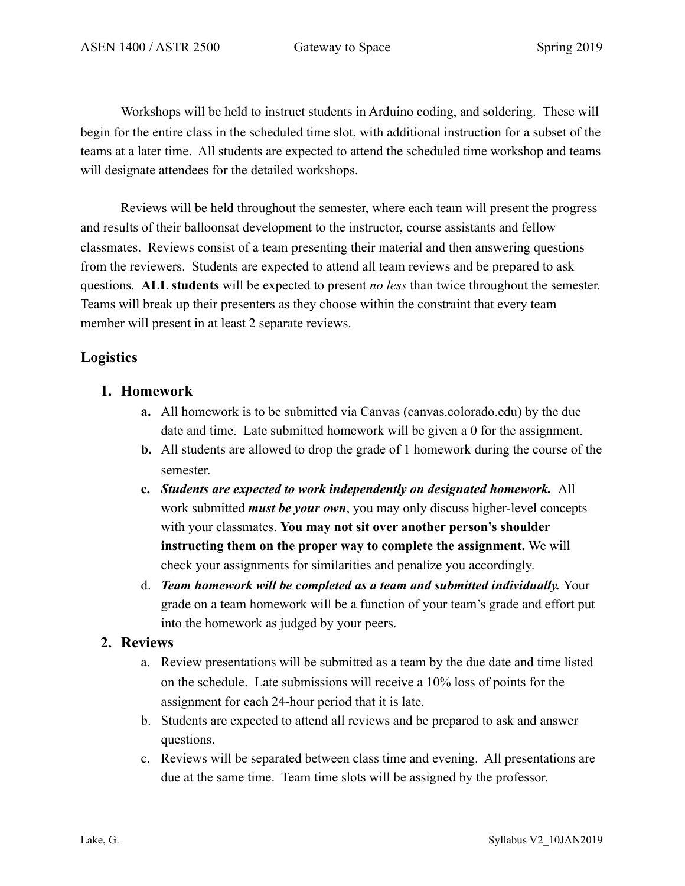Workshops will be held to instruct students in Arduino coding, and soldering. These will begin for the entire class in the scheduled time slot, with additional instruction for a subset of the teams at a later time. All students are expected to attend the scheduled time workshop and teams will designate attendees for the detailed workshops.

Reviews will be held throughout the semester, where each team will present the progress and results of their balloonsat development to the instructor, course assistants and fellow classmates. Reviews consist of a team presenting their material and then answering questions from the reviewers. Students are expected to attend all team reviews and be prepared to ask questions. **ALL students** will be expected to present *no less* than twice throughout the semester. Teams will break up their presenters as they choose within the constraint that every team member will present in at least 2 separate reviews.

## Logistics

1. **Homework**
   a. All homework is to be submitted via Canvas (canvas.colorado.edu) by the due date and time. Late submitted homework will be given a 0 for the assignment.
   b. All students are allowed to drop the grade of 1 homework during the course of the semester.
   c. ***Students are expected to work independently on designated homework.*** All work submitted ***must be your own***, you may only discuss higher-level concepts with your classmates. **You may not sit over another person's shoulder instructing them on the proper way to complete the assignment.** We will check your assignments for similarities and penalize you accordingly.
   d. ***Team homework will be completed as a team and submitted individually.*** Your grade on a team homework will be a function of your team's grade and effort put into the homework as judged by your peers.
2. **Reviews**
   a. Review presentations will be submitted as a team by the due date and time listed on the schedule. Late submissions will receive a 10% loss of points for the assignment for each 24-hour period that it is late.
   b. Students are expected to attend all reviews and be prepared to ask and answer questions.
   c. Reviews will be separated between class time and evening. All presentations are due at the same time. Team time slots will be assigned by the professor.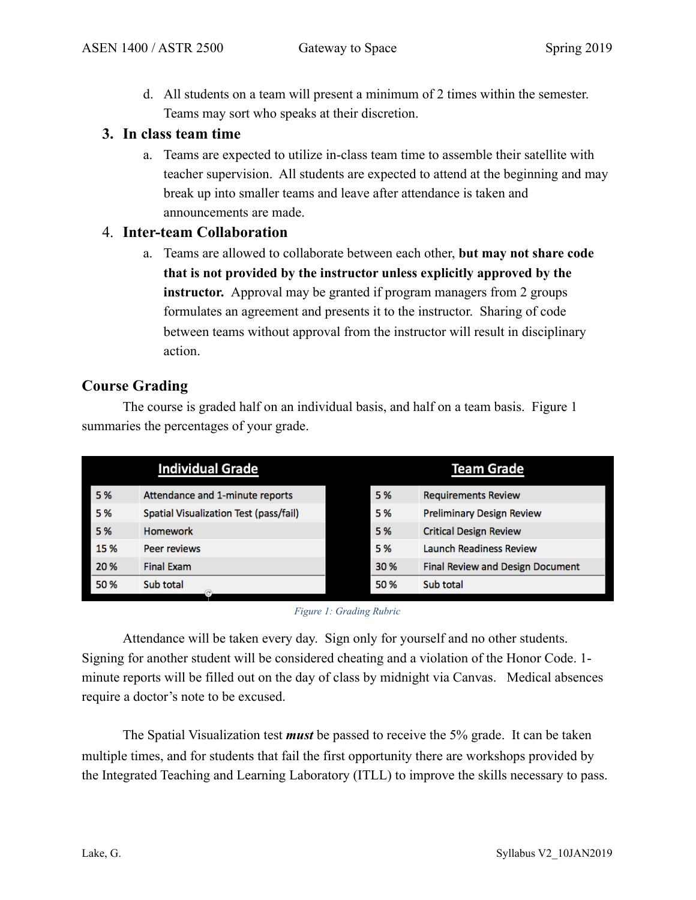d. All students on a team will present a minimum of 2 times within the semester. Teams may sort who speaks at their discretion.

3. **In class team time**
   a. Teams are expected to utilize in-class team time to assemble their satellite with teacher supervision. All students are expected to attend at the beginning and may break up into smaller teams and leave after attendance is taken and announcements are made.

4. **Inter-team Collaboration**
   a. Teams are allowed to collaborate between each other, **but may not share code that is not provided by the instructor unless explicitly approved by the instructor.** Approval may be granted if program managers from 2 groups formulates an agreement and presents it to the instructor. Sharing of code between teams without approval from the instructor will result in disciplinary action.

## Course Grading

The course is graded half on an individual basis, and half on a team basis. Figure 1 summaries the percentages of your grade.

| Individual Grade | | Team Grade | |
|---|---|---|---|
| 5 % | Attendance and 1-minute reports | 5 % | Requirements Review |
| 5 % | Spatial Visualization Test (pass/fail) | 5 % | Preliminary Design Review |
| 5 % | Homework | 5 % | Critical Design Review |
| 15 % | Peer reviews | 5 % | Launch Readiness Review |
| 20 % | Final Exam | 30 % | Final Review and Design Document |
| 50 % | Sub total | 50 % | Sub total |

*Figure 1: Grading Rubric*

Attendance will be taken every day. Sign only for yourself and no other students. Signing for another student will be considered cheating and a violation of the Honor Code. 1-minute reports will be filled out on the day of class by midnight via Canvas. Medical absences require a doctor's note to be excused.

The Spatial Visualization test ***must*** be passed to receive the 5% grade. It can be taken multiple times, and for students that fail the first opportunity there are workshops provided by the Integrated Teaching and Learning Laboratory (ITLL) to improve the skills necessary to pass.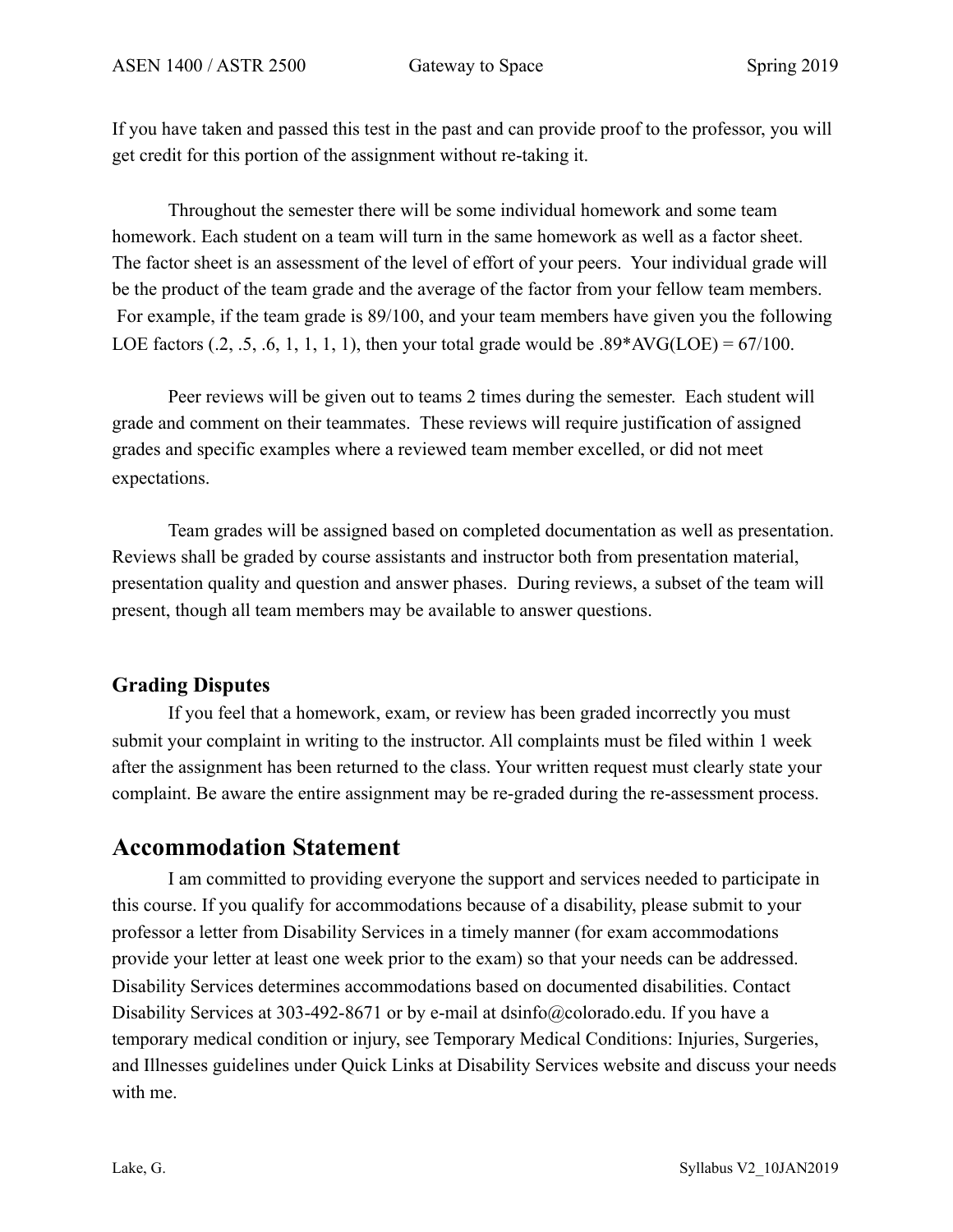If you have taken and passed this test in the past and can provide proof to the professor, you will get credit for this portion of the assignment without re-taking it.

Throughout the semester there will be some individual homework and some team homework. Each student on a team will turn in the same homework as well as a factor sheet. The factor sheet is an assessment of the level of effort of your peers. Your individual grade will be the product of the team grade and the average of the factor from your fellow team members. For example, if the team grade is 89/100, and your team members have given you the following LOE factors (.2, .5, .6, 1, 1, 1, 1), then your total grade would be .89*AVG(LOE) = 67/100.

Peer reviews will be given out to teams 2 times during the semester. Each student will grade and comment on their teammates. These reviews will require justification of assigned grades and specific examples where a reviewed team member excelled, or did not meet expectations.

Team grades will be assigned based on completed documentation as well as presentation. Reviews shall be graded by course assistants and instructor both from presentation material, presentation quality and question and answer phases. During reviews, a subset of the team will present, though all team members may be available to answer questions.

### Grading Disputes

If you feel that a homework, exam, or review has been graded incorrectly you must submit your complaint in writing to the instructor. All complaints must be filed within 1 week after the assignment has been returned to the class. Your written request must clearly state your complaint. Be aware the entire assignment may be re-graded during the re-assessment process.

## Accommodation Statement

I am committed to providing everyone the support and services needed to participate in this course. If you qualify for accommodations because of a disability, please submit to your professor a letter from Disability Services in a timely manner (for exam accommodations provide your letter at least one week prior to the exam) so that your needs can be addressed. Disability Services determines accommodations based on documented disabilities. Contact Disability Services at 303-492-8671 or by e-mail at dsinfo@colorado.edu. If you have a temporary medical condition or injury, see Temporary Medical Conditions: Injuries, Surgeries, and Illnesses guidelines under Quick Links at Disability Services website and discuss your needs with me.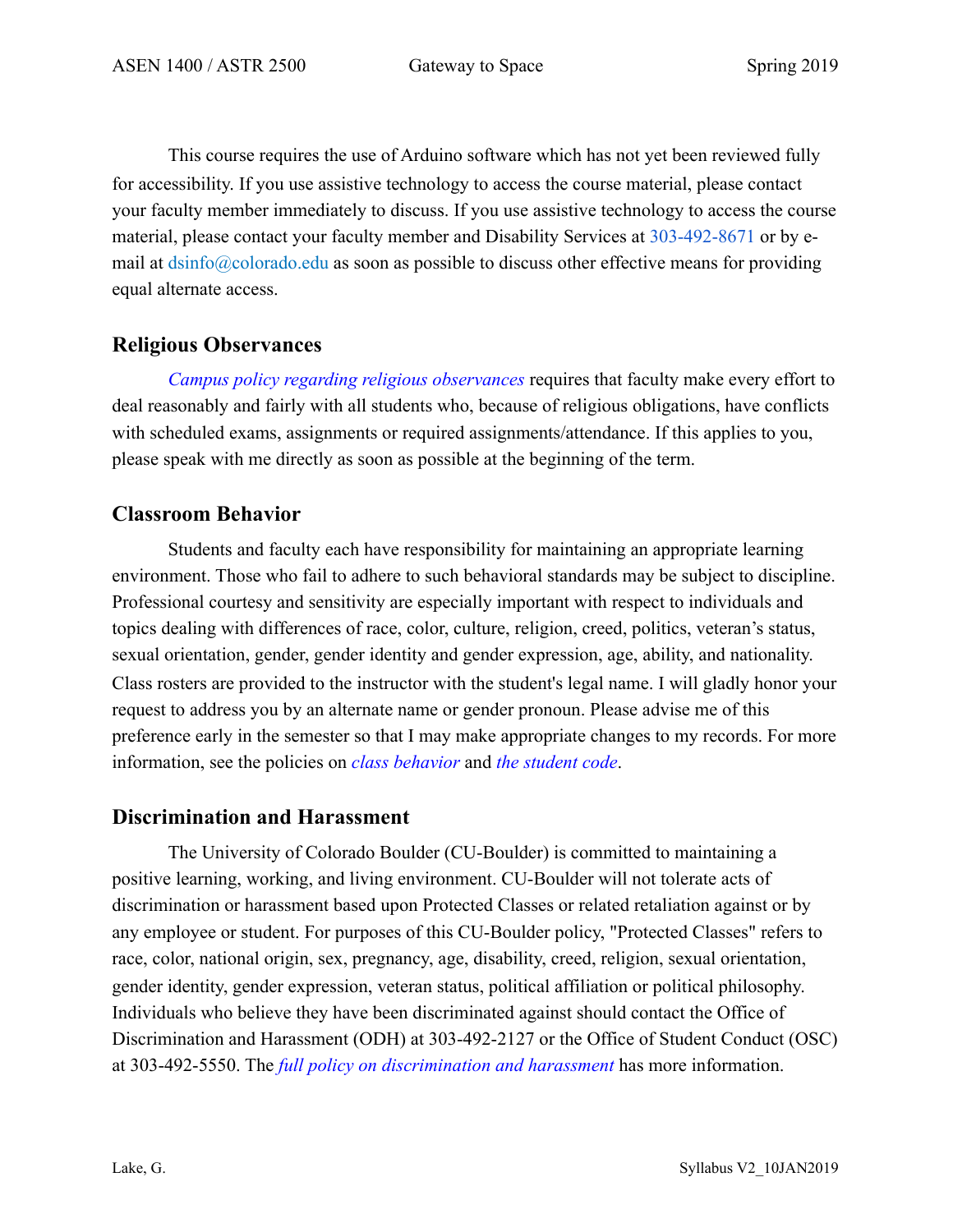This course requires the use of Arduino software which has not yet been reviewed fully for accessibility. If you use assistive technology to access the course material, please contact your faculty member immediately to discuss. If you use assistive technology to access the course material, please contact your faculty member and Disability Services at 303-492-8671 or by e-mail at dsinfo@colorado.edu as soon as possible to discuss other effective means for providing equal alternate access.

## Religious Observances

*Campus policy regarding religious observances* requires that faculty make every effort to deal reasonably and fairly with all students who, because of religious obligations, have conflicts with scheduled exams, assignments or required assignments/attendance. If this applies to you, please speak with me directly as soon as possible at the beginning of the term.

## Classroom Behavior

Students and faculty each have responsibility for maintaining an appropriate learning environment. Those who fail to adhere to such behavioral standards may be subject to discipline. Professional courtesy and sensitivity are especially important with respect to individuals and topics dealing with differences of race, color, culture, religion, creed, politics, veteran's status, sexual orientation, gender, gender identity and gender expression, age, ability, and nationality. Class rosters are provided to the instructor with the student's legal name. I will gladly honor your request to address you by an alternate name or gender pronoun. Please advise me of this preference early in the semester so that I may make appropriate changes to my records. For more information, see the policies on *class behavior* and *the student code*.

## Discrimination and Harassment

The University of Colorado Boulder (CU-Boulder) is committed to maintaining a positive learning, working, and living environment. CU-Boulder will not tolerate acts of discrimination or harassment based upon Protected Classes or related retaliation against or by any employee or student. For purposes of this CU-Boulder policy, "Protected Classes" refers to race, color, national origin, sex, pregnancy, age, disability, creed, religion, sexual orientation, gender identity, gender expression, veteran status, political affiliation or political philosophy. Individuals who believe they have been discriminated against should contact the Office of Discrimination and Harassment (ODH) at 303-492-2127 or the Office of Student Conduct (OSC) at 303-492-5550. The *full policy on discrimination and harassment* has more information.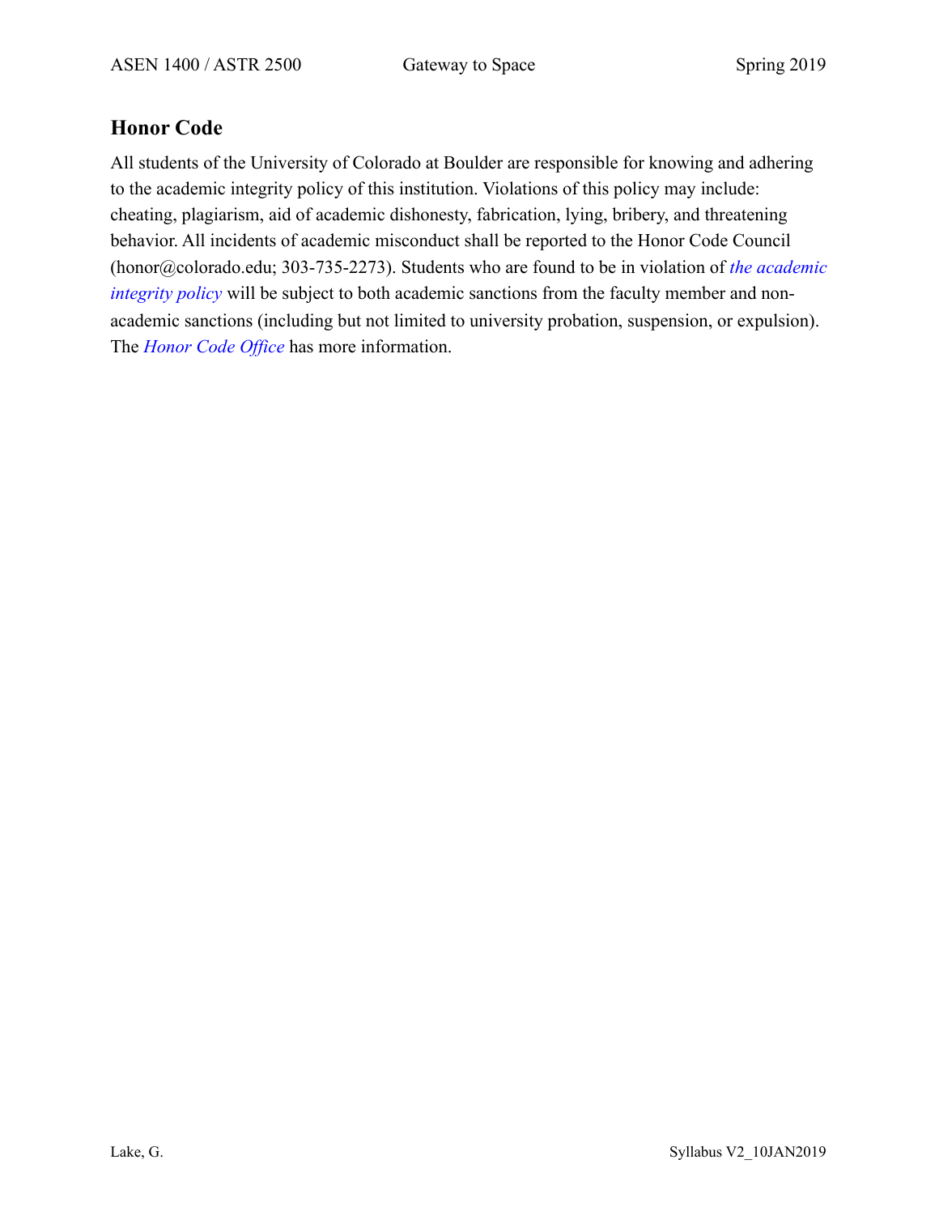## Honor Code

All students of the University of Colorado at Boulder are responsible for knowing and adhering to the academic integrity policy of this institution. Violations of this policy may include: cheating, plagiarism, aid of academic dishonesty, fabrication, lying, bribery, and threatening behavior. All incidents of academic misconduct shall be reported to the Honor Code Council (honor@colorado.edu; 303-735-2273). Students who are found to be in violation of *the academic integrity policy* will be subject to both academic sanctions from the faculty member and non-academic sanctions (including but not limited to university probation, suspension, or expulsion). The *Honor Code Office* has more information.